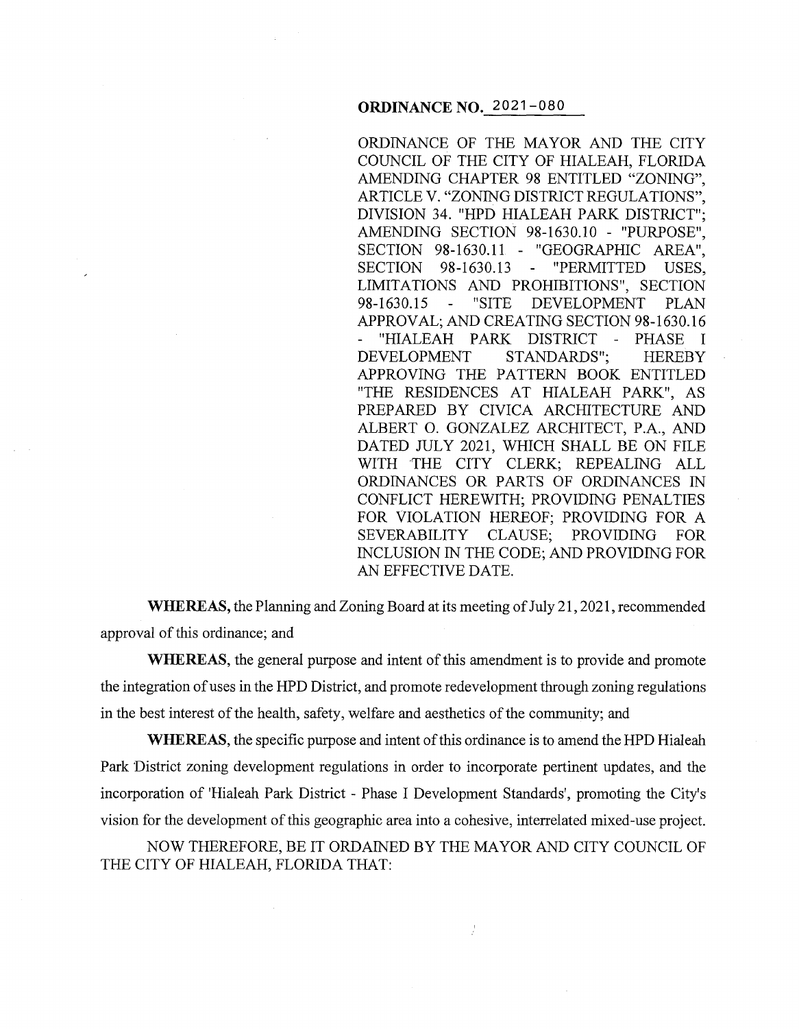## ORDINANCE NO. 2021-080

ORDINANCE OF THE MAYOR AND THE CITY COUNCIL OF THE CITY OF HIALEAH, FLORIDA AMENDING CHAPTER 98 ENTITLED "ZONING", ARTICLE V. "ZONING DISTRICT REGULATIONS", DIVISION 34. "HPD HIALEAH PARK DISTRICT"; AMENDING SECTION 98-1630.10 - "PURPOSE", SECTION 98-1630.11 - "GEOGRAPHIC AREA", SECTION 98-1630.13 - "PERMITTED USES, LIMITATIONS AND PROHIBITIONS", SECTION 98-1630.15 - "SITE DEVELOPMENT PLAN APPROVAL; AND CREATING SECTION 98-1630.16 - "HIALEAH PARK DISTRICT - PHASE I DEVELOPMENT STANDARDS"; HEREBY APPROVING THE PATTERN BOOK ENTITLED "THE RESIDENCES AT HIALEAH PARK", AS PREPARED BY CIVICA ARCHITECTURE AND ALBERT O. GONZALEZ ARCHITECT, P.A., AND DATED JULY 2021, WHICH SHALL BE ON FILE WITH THE CITY CLERK; REPEALING ALL ORDINANCES OR PARTS OF ORDINANCES IN CONFLICT HEREWITH; PROVIDING PENALTIES FOR VIOLATION HEREOF; PROVIDING FOR A SEVERABILITY CLAUSE; PROVIDING FOR INCLUSION IN THE CODE; AND PROVIDING FOR AN EFFECTIVE DATE.

**WHEREAS,** the Planning and Zoning Board at its meeting of July 21, 2021, recommended approval of this ordinance; and

**WHEREAS,** the general purpose and intent of this amendment is to provide and promote the integration of uses in the HPD District, and promote redevelopment through zoning regulations in the best interest of the health, safety, welfare and aesthetics of the community; and

**WHEREAS,** the specific purpose and intent of this ordinance is to amend the HPD Hialeah Park District zoning development regulations in order to incorporate pertinent updates, and the incorporation of 'Hialeah Park District - Phase I Development Standards', promoting the City's vision for the development of this geographic area into a cohesive, interrelated mixed-use project.

NOW THEREFORE, BE IT ORDAINED BY THE MAYOR AND CITY COUNCIL OF THE CITY OF HIALEAH, FLORIDA THAT: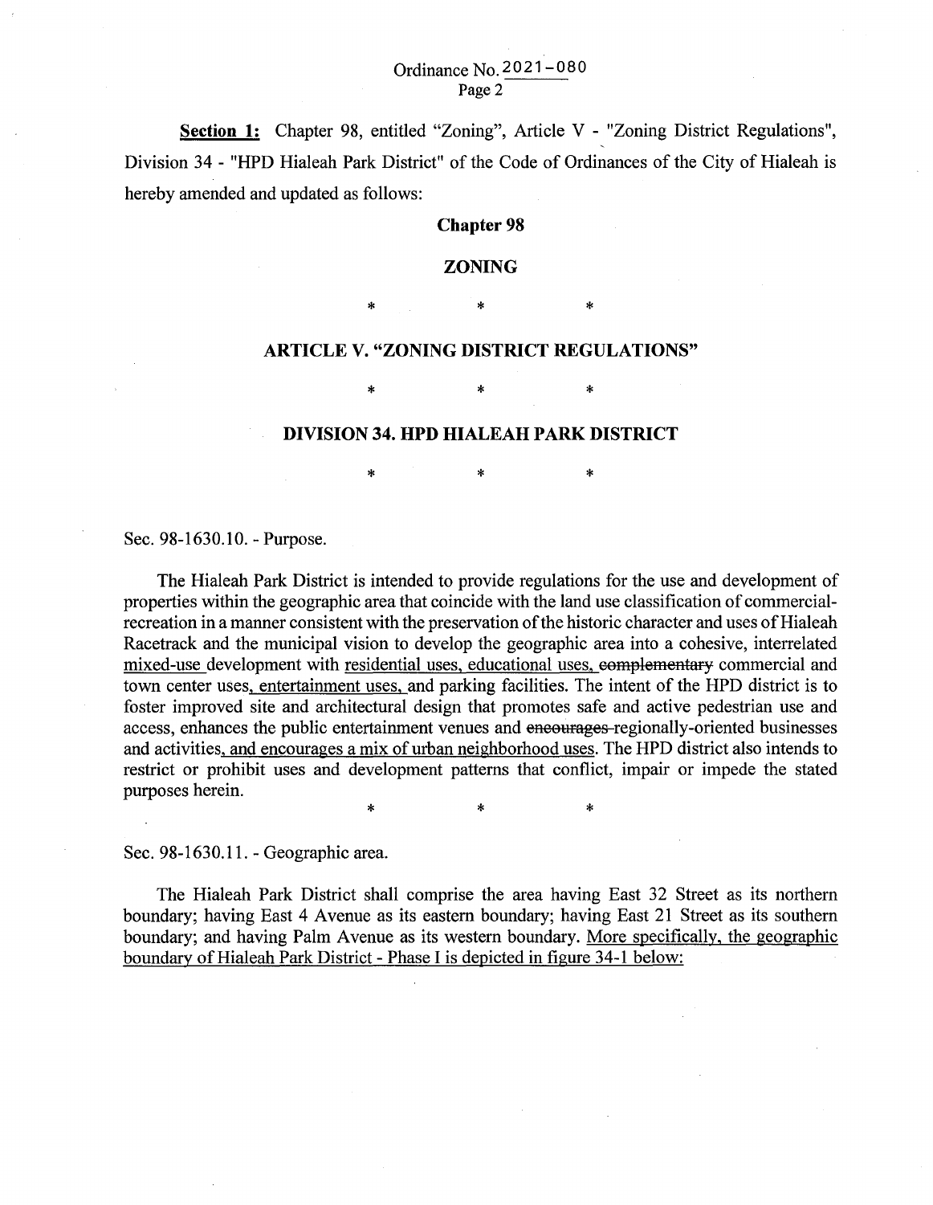**Section 1:** Chapter 98, entitled "Zoning", Article V - "Zoning District Regulations", Division 34 - "HPD Hialeah Park District" of the Code of Ordinances of the City of Hialeah is hereby amended and updated as follows:

**Chapter 98**

**ZONING**

\* \* \*

**ARTICLE V. "ZONING DISTRICT REGULATIONS"**

\* \* \*

**DIVISION 34. HPD HIALEAH PARK DISTRICT**

\* \* \*

Sec. 98-1630.10. - Purpose.

The Hialeah Park District is intended to provide regulations for the use and development of properties within the geographic area that coincide with the land use classification of commercial-recreation in a manner consistent with the preservation of the historic character and uses of Hialeah Racetrack and the municipal vision to develop the geographic area into a cohesive, interrelated mixed-use development with residential uses, educational uses, ~~complementary~~ commercial and town center uses, entertainment uses, and parking facilities. The intent of the HPD district is to foster improved site and architectural design that promotes safe and active pedestrian use and access, enhances the public entertainment venues and ~~encourages~~ regionally-oriented businesses and activities, and encourages a mix of urban neighborhood uses. The HPD district also intends to restrict or prohibit uses and development patterns that conflict, impair or impede the stated purposes herein.

\* \* \*

Sec. 98-1630.11. - Geographic area.

The Hialeah Park District shall comprise the area having East 32 Street as its northern boundary; having East 4 Avenue as its eastern boundary; having East 21 Street as its southern boundary; and having Palm Avenue as its western boundary. More specifically, the geographic boundary of Hialeah Park District - Phase I is depicted in figure 34-1 below: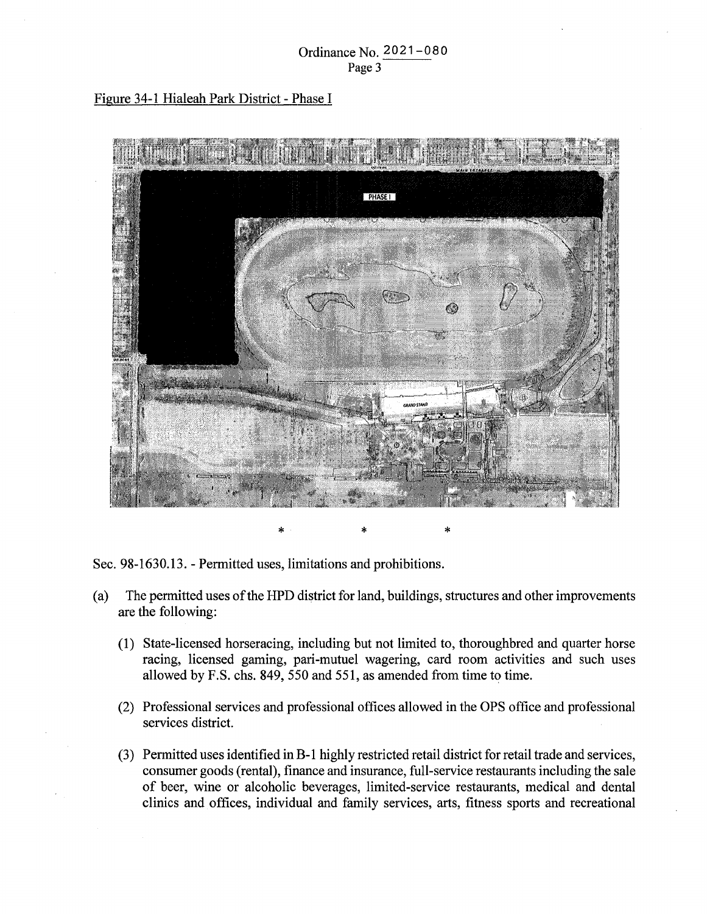Figure 34-1 Hialeah Park District - Phase I

\* \* \*

Sec. 98-1630.13. - Permitted uses, limitations and prohibitions.

(a) The permitted uses of the HPD district for land, buildings, structures and other improvements are the following:

(1) State-licensed horseracing, including but not limited to, thoroughbred and quarter horse racing, licensed gaming, pari-mutuel wagering, card room activities and such uses allowed by F.S. chs. 849, 550 and 551, as amended from time to time.

(2) Professional services and professional offices allowed in the OPS office and professional services district.

(3) Permitted uses identified in B-1 highly restricted retail district for retail trade and services, consumer goods (rental), finance and insurance, full-service restaurants including the sale of beer, wine or alcoholic beverages, limited-service restaurants, medical and dental clinics and offices, individual and family services, arts, fitness sports and recreational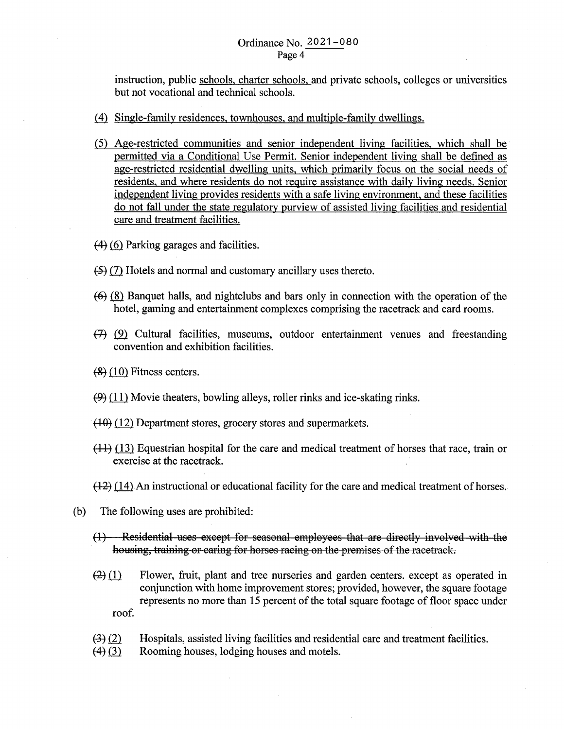instruction, public <u>schools, charter schools,</u> and private schools, colleges or universities but not vocational and technical schools.

<u>(4) Single-family residences, townhouses, and multiple-family dwellings.</u>

<u>(5) Age-restricted communities and senior independent living facilities, which shall be permitted via a Conditional Use Permit. Senior independent living shall be defined as age-restricted residential dwelling units, which primarily focus on the social needs of residents, and where residents do not require assistance with daily living needs. Senior independent living provides residents with a safe living environment, and these facilities do not fall under the state regulatory purview of assisted living facilities and residential care and treatment facilities.</u>

~~(4)~~ <u>(6)</u> Parking garages and facilities.

~~(5)~~ <u>(7)</u> Hotels and normal and customary ancillary uses thereto.

~~(6)~~ <u>(8)</u> Banquet halls, and nightclubs and bars only in connection with the operation of the hotel, gaming and entertainment complexes comprising the racetrack and card rooms.

~~(7)~~ <u>(9)</u> Cultural facilities, museums, outdoor entertainment venues and freestanding convention and exhibition facilities.

~~(8)~~ <u>(10)</u> Fitness centers.

~~(9)~~ <u>(11)</u> Movie theaters, bowling alleys, roller rinks and ice-skating rinks.

~~(10)~~ <u>(12)</u> Department stores, grocery stores and supermarkets.

~~(11)~~ <u>(13)</u> Equestrian hospital for the care and medical treatment of horses that race, train or exercise at the racetrack.

~~(12)~~ <u>(14)</u> An instructional or educational facility for the care and medical treatment of horses.

(b) The following uses are prohibited:

~~(1) Residential uses except for seasonal employees that are directly involved with the housing, training or caring for horses racing on the premises of the racetrack.~~

~~(2)~~ <u>(1)</u> Flower, fruit, plant and tree nurseries and garden centers. except as operated in conjunction with home improvement stores; provided, however, the square footage represents no more than 15 percent of the total square footage of floor space under roof.

~~(3)~~ <u>(2)</u> Hospitals, assisted living facilities and residential care and treatment facilities.

~~(4)~~ <u>(3)</u> Rooming houses, lodging houses and motels.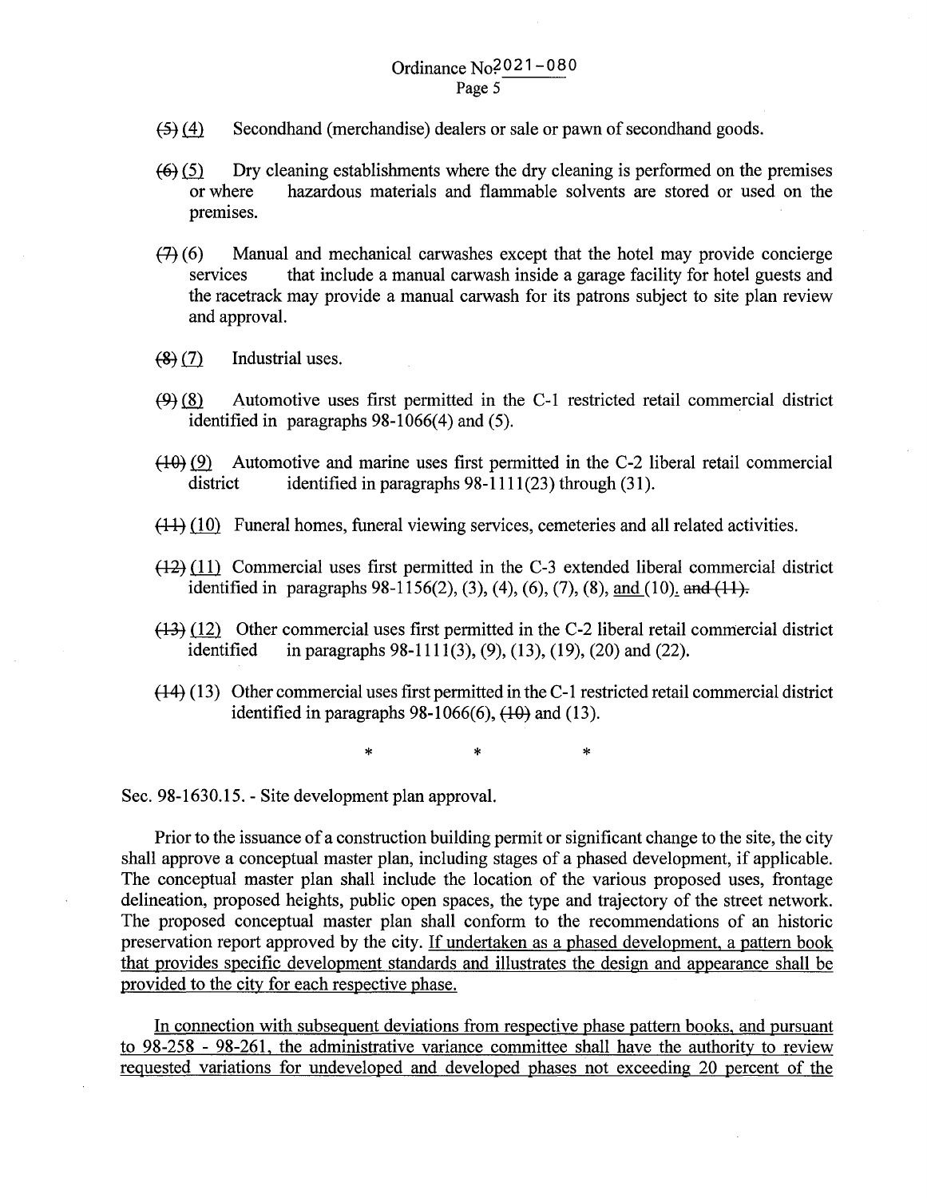~~(5)~~ <u>(4)</u> Secondhand (merchandise) dealers or sale or pawn of secondhand goods.

~~(6)~~ <u>(5)</u> Dry cleaning establishments where the dry cleaning is performed on the premises or where hazardous materials and flammable solvents are stored or used on the premises.

~~(7)~~ (6) Manual and mechanical carwashes except that the hotel may provide concierge services that include a manual carwash inside a garage facility for hotel guests and the racetrack may provide a manual carwash for its patrons subject to site plan review and approval.

~~(8)~~ <u>(7)</u> Industrial uses.

~~(9)~~ <u>(8)</u> Automotive uses first permitted in the C-1 restricted retail commercial district identified in paragraphs 98-1066(4) and (5).

~~(10)~~ <u>(9)</u> Automotive and marine uses first permitted in the C-2 liberal retail commercial district identified in paragraphs 98-1111(23) through (31).

~~(11)~~ <u>(10)</u> Funeral homes, funeral viewing services, cemeteries and all related activities.

~~(12)~~ <u>(11)</u> Commercial uses first permitted in the C-3 extended liberal commercial district identified in paragraphs 98-1156(2), (3), (4), (6), (7), (8), <u>and</u> (10)<u>.</u> ~~and (11).~~

~~(13)~~ <u>(12)</u> Other commercial uses first permitted in the C-2 liberal retail commercial district identified in paragraphs 98-1111(3), (9), (13), (19), (20) and (22).

~~(14)~~ (13) Other commercial uses first permitted in the C-1 restricted retail commercial district identified in paragraphs 98-1066(6), ~~(10)~~ and (13).

\* \* \*

Sec. 98-1630.15. - Site development plan approval.

Prior to the issuance of a construction building permit or significant change to the site, the city shall approve a conceptual master plan, including stages of a phased development, if applicable. The conceptual master plan shall include the location of the various proposed uses, frontage delineation, proposed heights, public open spaces, the type and trajectory of the street network. The proposed conceptual master plan shall conform to the recommendations of an historic preservation report approved by the city. <u>If undertaken as a phased development, a pattern book that provides specific development standards and illustrates the design and appearance shall be provided to the city for each respective phase.</u>

<u>In connection with subsequent deviations from respective phase pattern books, and pursuant to 98-258 - 98-261, the administrative variance committee shall have the authority to review requested variations for undeveloped and developed phases not exceeding 20 percent of the</u>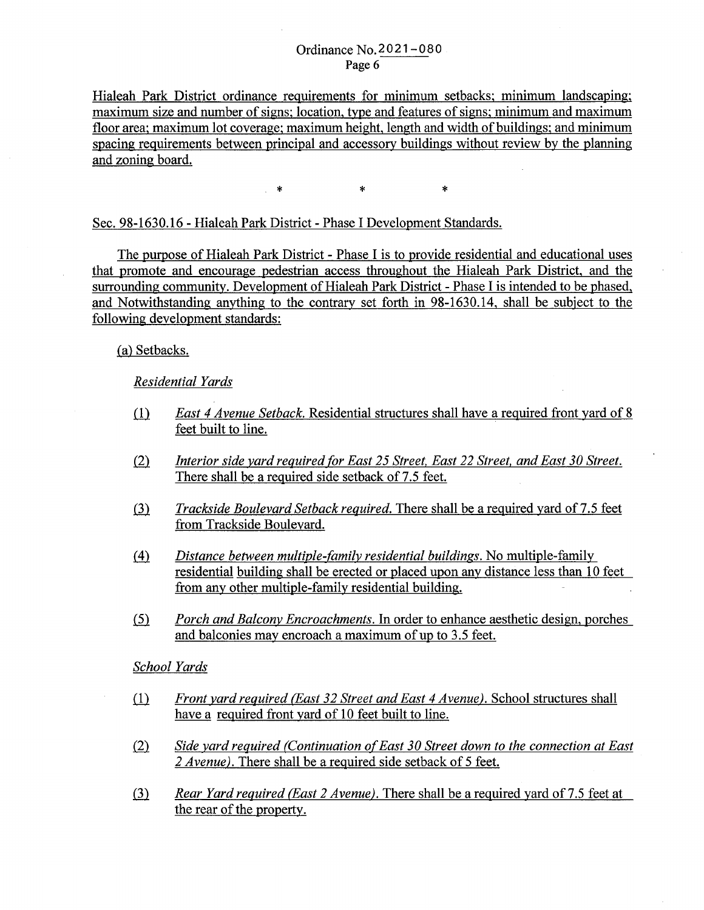Hialeah Park District ordinance requirements for minimum setbacks; minimum landscaping; maximum size and number of signs; location, type and features of signs; minimum and maximum floor area; maximum lot coverage; maximum height, length and width of buildings; and minimum spacing requirements between principal and accessory buildings without review by the planning and zoning board.

\* \* \*

Sec. 98-1630.16 - Hialeah Park District - Phase I Development Standards.

The purpose of Hialeah Park District - Phase I is to provide residential and educational uses that promote and encourage pedestrian access throughout the Hialeah Park District, and the surrounding community. Development of Hialeah Park District - Phase I is intended to be phased, and Notwithstanding anything to the contrary set forth in 98-1630.14, shall be subject to the following development standards:

(a) Setbacks.

*Residential Yards*

(1) *East 4 Avenue Setback.* Residential structures shall have a required front yard of 8 feet built to line.

(2) *Interior side yard required for East 25 Street, East 22 Street, and East 30 Street.* There shall be a required side setback of 7.5 feet.

(3) *Trackside Boulevard Setback required.* There shall be a required yard of 7.5 feet from Trackside Boulevard.

(4) *Distance between multiple-family residential buildings.* No multiple-family residential building shall be erected or placed upon any distance less than 10 feet from any other multiple-family residential building.

(5) *Porch and Balcony Encroachments.* In order to enhance aesthetic design, porches and balconies may encroach a maximum of up to 3.5 feet.

*School Yards*

(1) *Front yard required (East 32 Street and East 4 Avenue).* School structures shall have a required front yard of 10 feet built to line.

(2) *Side yard required (Continuation of East 30 Street down to the connection at East 2 Avenue).* There shall be a required side setback of 5 feet.

(3) *Rear Yard required (East 2 Avenue).* There shall be a required yard of 7.5 feet at the rear of the property.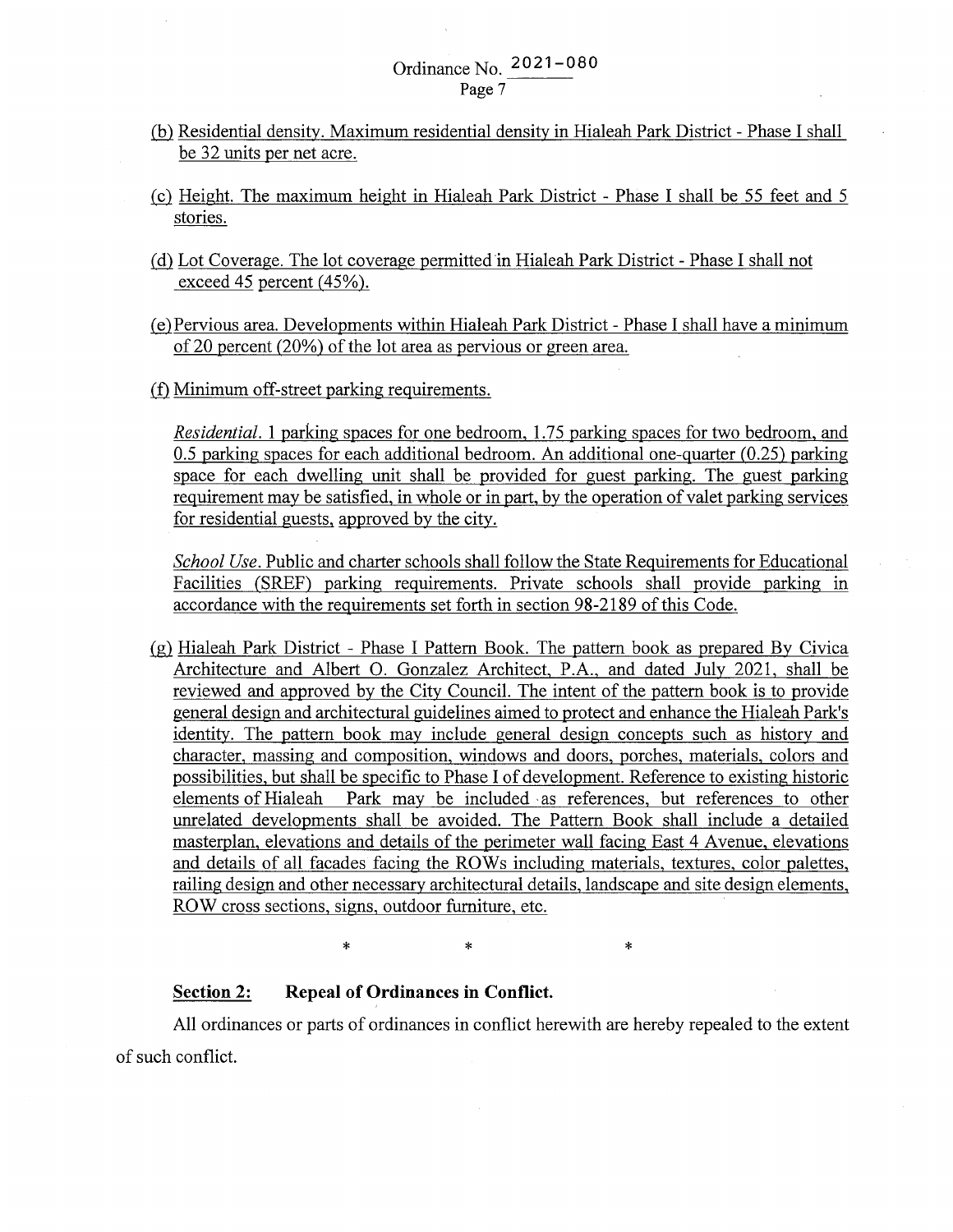(b) Residential density. Maximum residential density in Hialeah Park District - Phase I shall be 32 units per net acre.

(c) Height. The maximum height in Hialeah Park District - Phase I shall be 55 feet and 5 stories.

(d) Lot Coverage. The lot coverage permitted in Hialeah Park District - Phase I shall not exceed 45 percent (45%).

(e) Pervious area. Developments within Hialeah Park District - Phase I shall have a minimum of 20 percent (20%) of the lot area as pervious or green area.

(f) Minimum off-street parking requirements.

*Residential*. 1 parking spaces for one bedroom, 1.75 parking spaces for two bedroom, and 0.5 parking spaces for each additional bedroom. An additional one-quarter (0.25) parking space for each dwelling unit shall be provided for guest parking. The guest parking requirement may be satisfied, in whole or in part, by the operation of valet parking services for residential guests, approved by the city.

*School Use*. Public and charter schools shall follow the State Requirements for Educational Facilities (SREF) parking requirements. Private schools shall provide parking in accordance with the requirements set forth in section 98-2189 of this Code.

(g) Hialeah Park District - Phase I Pattern Book. The pattern book as prepared By Civica Architecture and Albert O. Gonzalez Architect, P.A., and dated July 2021, shall be reviewed and approved by the City Council. The intent of the pattern book is to provide general design and architectural guidelines aimed to protect and enhance the Hialeah Park's identity. The pattern book may include general design concepts such as history and character, massing and composition, windows and doors, porches, materials, colors and possibilities, but shall be specific to Phase I of development. Reference to existing historic elements of Hialeah Park may be included as references, but references to other unrelated developments shall be avoided. The Pattern Book shall include a detailed masterplan, elevations and details of the perimeter wall facing East 4 Avenue, elevations and details of all facades facing the ROWs including materials, textures, color palettes, railing design and other necessary architectural details, landscape and site design elements, ROW cross sections, signs, outdoor furniture, etc.

\* \* \*

**Section 2: Repeal of Ordinances in Conflict.**

All ordinances or parts of ordinances in conflict herewith are hereby repealed to the extent of such conflict.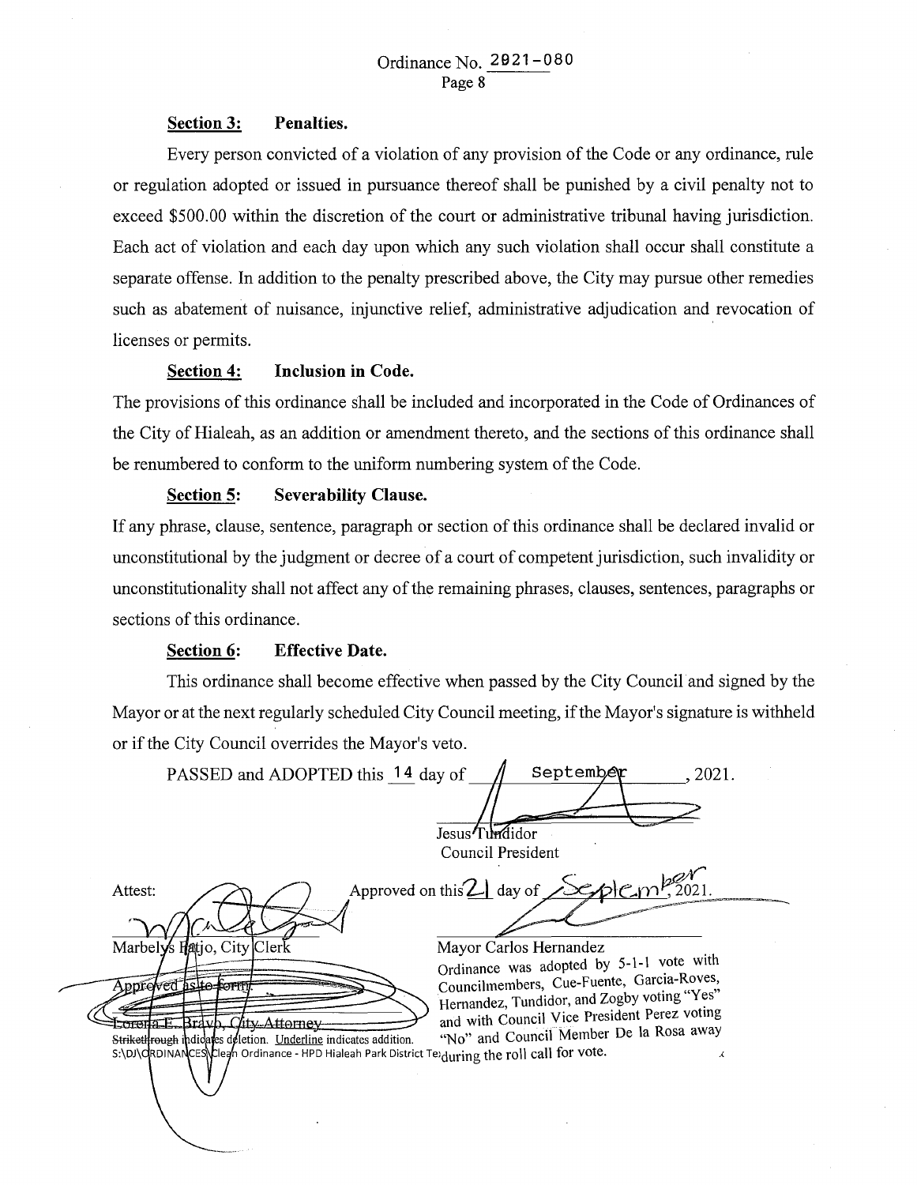Ordinance No. 2021-080

**Section 3: Penalties.**

Every person convicted of a violation of any provision of the Code or any ordinance, rule or regulation adopted or issued in pursuance thereof shall be punished by a civil penalty not to exceed $500.00 within the discretion of the court or administrative tribunal having jurisdiction. Each act of violation and each day upon which any such violation shall occur shall constitute a separate offense. In addition to the penalty prescribed above, the City may pursue other remedies such as abatement of nuisance, injunctive relief, administrative adjudication and revocation of licenses or permits.

**Section 4: Inclusion in Code.**

The provisions of this ordinance shall be included and incorporated in the Code of Ordinances of the City of Hialeah, as an addition or amendment thereto, and the sections of this ordinance shall be renumbered to conform to the uniform numbering system of the Code.

**Section 5: Severability Clause.**

If any phrase, clause, sentence, paragraph or section of this ordinance shall be declared invalid or unconstitutional by the judgment or decree of a court of competent jurisdiction, such invalidity or unconstitutionality shall not affect any of the remaining phrases, clauses, sentences, paragraphs or sections of this ordinance.

**Section 6: Effective Date.**

This ordinance shall become effective when passed by the City Council and signed by the Mayor or at the next regularly scheduled City Council meeting, if the Mayor's signature is withheld or if the City Council overrides the Mayor's veto.

PASSED and ADOPTED this 14 day of September, 2021.

Jesus Tundidor
Council President

Attest:

Marbelys Fatjo, City Clerk

Approved on this 21 day of September, 2021.

Mayor Carlos Hernandez

Approved as to form:

Lorena E. Bravo, City Attorney

Ordinance was adopted by 5-1-1 vote with Councilmembers, Cue-Fuente, Garcia-Roves, Hernandez, Tundidor, and Zogby voting "Yes" and with Council Vice President Perez voting "No" and Council Member De la Rosa away during the roll call for vote.

~~Strikethrough~~ indicates deletion. Underline indicates addition.
S:\DJ\ORDINANCES\Clean Ordinance - HPD Hialeah Park District Te